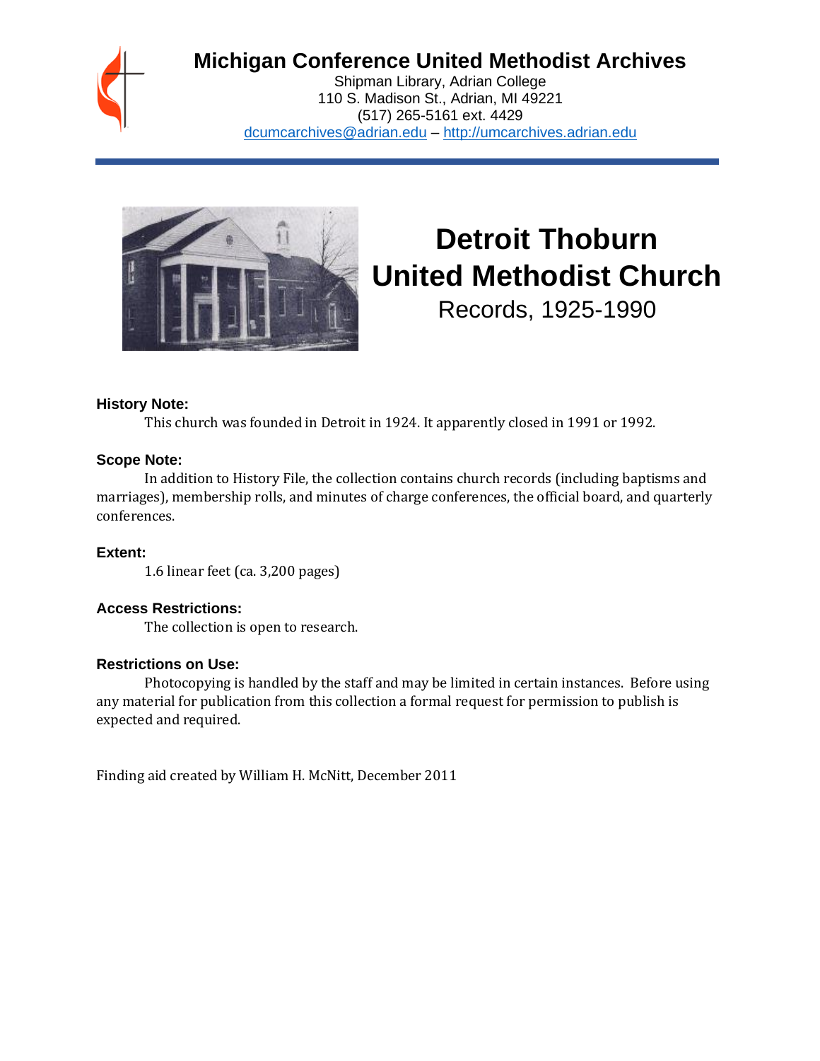# Michigan Conference United Methodist Archives

Shipman Library, Adrian College
110 S. Madison St., Adrian, MI 49221
(517) 265-5161 ext. 4429
dcumcarchives@adrian.edu – http://umcarchives.adrian.edu

# Detroit Thoburn United Methodist Church

## Records, 1925-1990

### History Note:

This church was founded in Detroit in 1924. It apparently closed in 1991 or 1992.

### Scope Note:

In addition to History File, the collection contains church records (including baptisms and marriages), membership rolls, and minutes of charge conferences, the official board, and quarterly conferences.

### Extent:

1.6 linear feet (ca. 3,200 pages)

### Access Restrictions:

The collection is open to research.

### Restrictions on Use:

Photocopying is handled by the staff and may be limited in certain instances. Before using any material for publication from this collection a formal request for permission to publish is expected and required.

Finding aid created by William H. McNitt, December 2011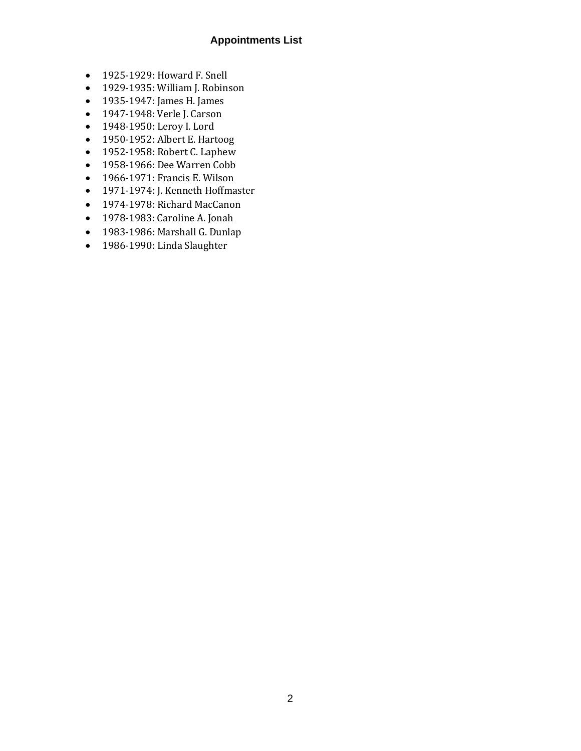## Appointments List

- 1925-1929: Howard F. Snell
- 1929-1935: William J. Robinson
- 1935-1947: James H. James
- 1947-1948: Verle J. Carson
- 1948-1950: Leroy I. Lord
- 1950-1952: Albert E. Hartoog
- 1952-1958: Robert C. Laphew
- 1958-1966: Dee Warren Cobb
- 1966-1971: Francis E. Wilson
- 1971-1974: J. Kenneth Hoffmaster
- 1974-1978: Richard MacCanon
- 1978-1983: Caroline A. Jonah
- 1983-1986: Marshall G. Dunlap
- 1986-1990: Linda Slaughter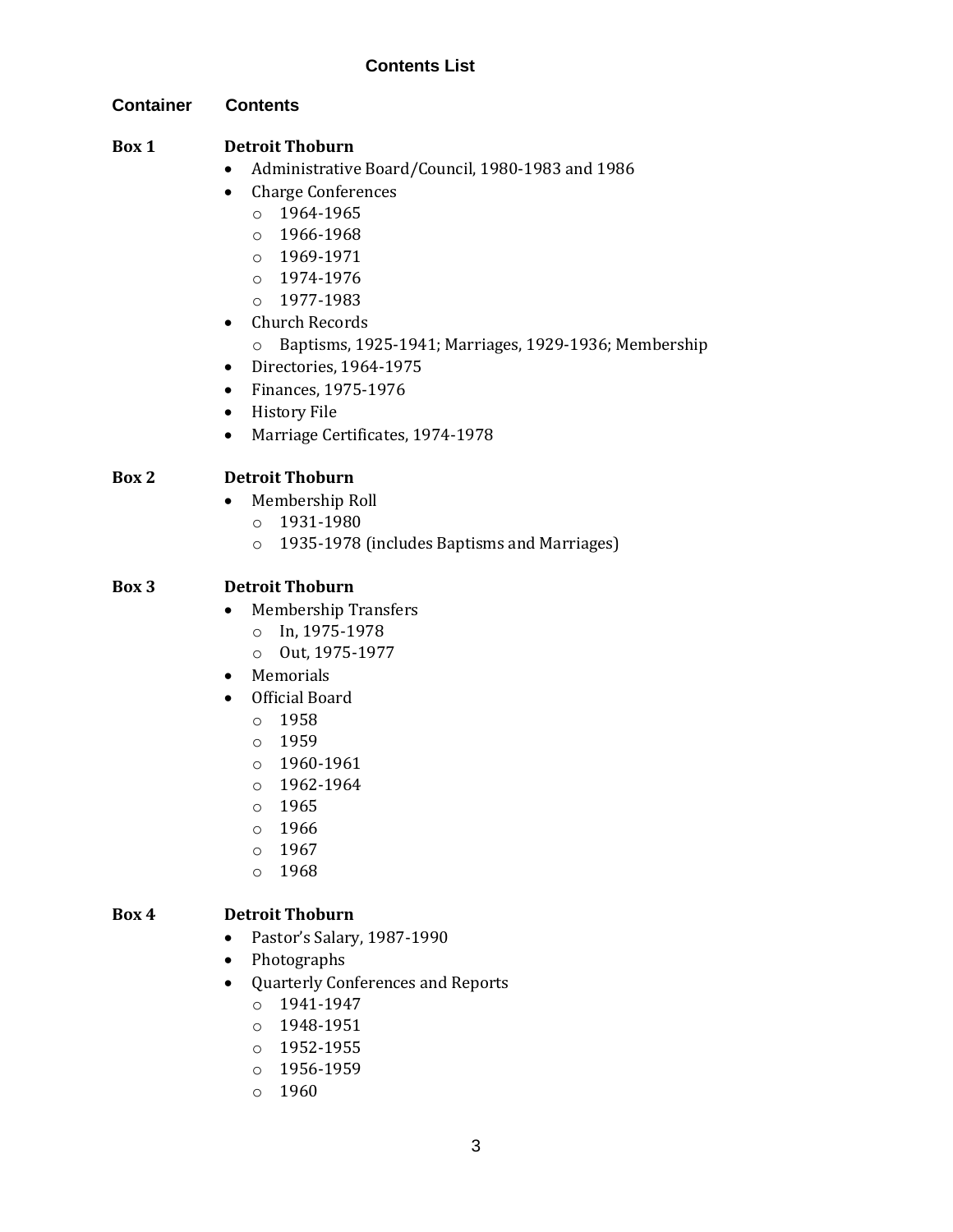## Contents List

**Container** | **Contents**

**Box 1** — **Detroit Thoburn**

- Administrative Board/Council, 1980-1983 and 1986
- Charge Conferences
  - 1964-1965
  - 1966-1968
  - 1969-1971
  - 1974-1976
  - 1977-1983
- Church Records
  - Baptisms, 1925-1941; Marriages, 1929-1936; Membership
- Directories, 1964-1975
- Finances, 1975-1976
- History File
- Marriage Certificates, 1974-1978

**Box 2** — **Detroit Thoburn**

- Membership Roll
  - 1931-1980
  - 1935-1978 (includes Baptisms and Marriages)

**Box 3** — **Detroit Thoburn**

- Membership Transfers
  - In, 1975-1978
  - Out, 1975-1977
- Memorials
- Official Board
  - 1958
  - 1959
  - 1960-1961
  - 1962-1964
  - 1965
  - 1966
  - 1967
  - 1968

**Box 4** — **Detroit Thoburn**

- Pastor's Salary, 1987-1990
- Photographs
- Quarterly Conferences and Reports
  - 1941-1947
  - 1948-1951
  - 1952-1955
  - 1956-1959
  - 1960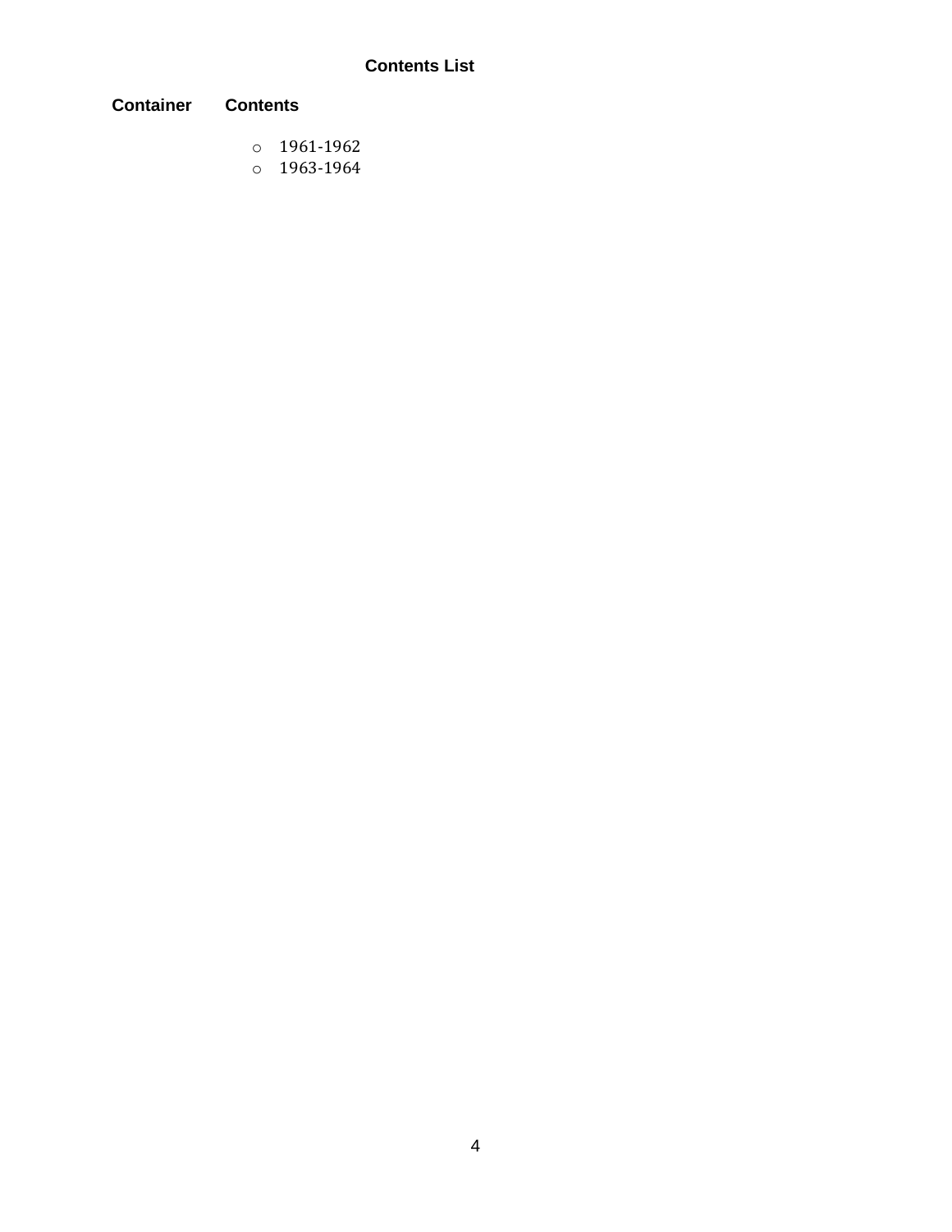**Contents List**

| Container | Contents |
|---|---|
| | - 1961-1962<br>- 1963-1964 |